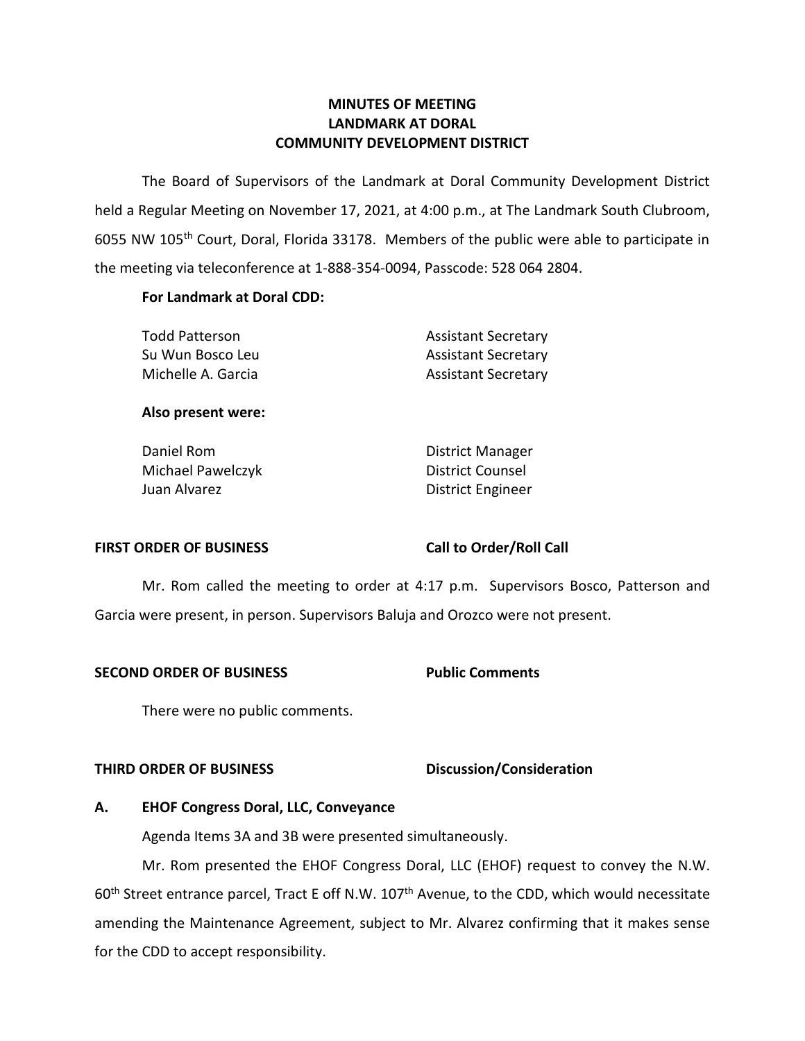# MINUTES OF MEETING
# LANDMARK AT DORAL
# COMMUNITY DEVELOPMENT DISTRICT

The Board of Supervisors of the Landmark at Doral Community Development District held a Regular Meeting on November 17, 2021, at 4:00 p.m., at The Landmark South Clubroom, 6055 NW 105th Court, Doral, Florida 33178. Members of the public were able to participate in the meeting via teleconference at 1-888-354-0094, Passcode: 528 064 2804.

**For Landmark at Doral CDD:**

| | |
|---|---|
| Todd Patterson | Assistant Secretary |
| Su Wun Bosco Leu | Assistant Secretary |
| Michelle A. Garcia | Assistant Secretary |

**Also present were:**

| | |
|---|---|
| Daniel Rom | District Manager |
| Michael Pawelczyk | District Counsel |
| Juan Alvarez | District Engineer |

**FIRST ORDER OF BUSINESS** **Call to Order/Roll Call**

Mr. Rom called the meeting to order at 4:17 p.m. Supervisors Bosco, Patterson and Garcia were present, in person. Supervisors Baluja and Orozco were not present.

**SECOND ORDER OF BUSINESS** **Public Comments**

There were no public comments.

**THIRD ORDER OF BUSINESS** **Discussion/Consideration**

**A. EHOF Congress Doral, LLC, Conveyance**

Agenda Items 3A and 3B were presented simultaneously.

Mr. Rom presented the EHOF Congress Doral, LLC (EHOF) request to convey the N.W. 60th Street entrance parcel, Tract E off N.W. 107th Avenue, to the CDD, which would necessitate amending the Maintenance Agreement, subject to Mr. Alvarez confirming that it makes sense for the CDD to accept responsibility.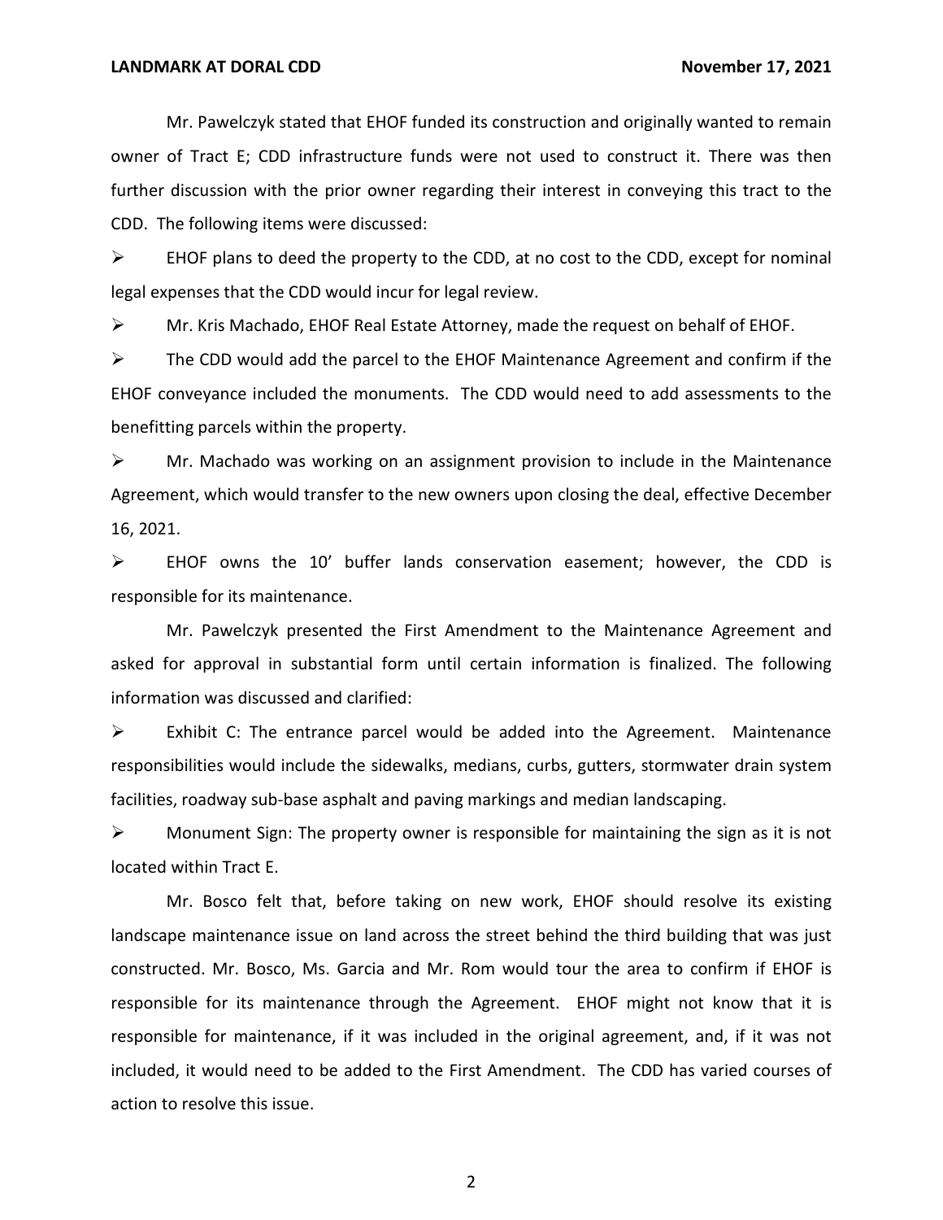Mr. Pawelczyk stated that EHOF funded its construction and originally wanted to remain owner of Tract E; CDD infrastructure funds were not used to construct it. There was then further discussion with the prior owner regarding their interest in conveying this tract to the CDD. The following items were discussed:

- EHOF plans to deed the property to the CDD, at no cost to the CDD, except for nominal legal expenses that the CDD would incur for legal review.
- Mr. Kris Machado, EHOF Real Estate Attorney, made the request on behalf of EHOF.
- The CDD would add the parcel to the EHOF Maintenance Agreement and confirm if the EHOF conveyance included the monuments. The CDD would need to add assessments to the benefitting parcels within the property.
- Mr. Machado was working on an assignment provision to include in the Maintenance Agreement, which would transfer to the new owners upon closing the deal, effective December 16, 2021.
- EHOF owns the 10' buffer lands conservation easement; however, the CDD is responsible for its maintenance.

Mr. Pawelczyk presented the First Amendment to the Maintenance Agreement and asked for approval in substantial form until certain information is finalized. The following information was discussed and clarified:

- Exhibit C: The entrance parcel would be added into the Agreement. Maintenance responsibilities would include the sidewalks, medians, curbs, gutters, stormwater drain system facilities, roadway sub-base asphalt and paving markings and median landscaping.
- Monument Sign: The property owner is responsible for maintaining the sign as it is not located within Tract E.

Mr. Bosco felt that, before taking on new work, EHOF should resolve its existing landscape maintenance issue on land across the street behind the third building that was just constructed. Mr. Bosco, Ms. Garcia and Mr. Rom would tour the area to confirm if EHOF is responsible for its maintenance through the Agreement. EHOF might not know that it is responsible for maintenance, if it was included in the original agreement, and, if it was not included, it would need to be added to the First Amendment. The CDD has varied courses of action to resolve this issue.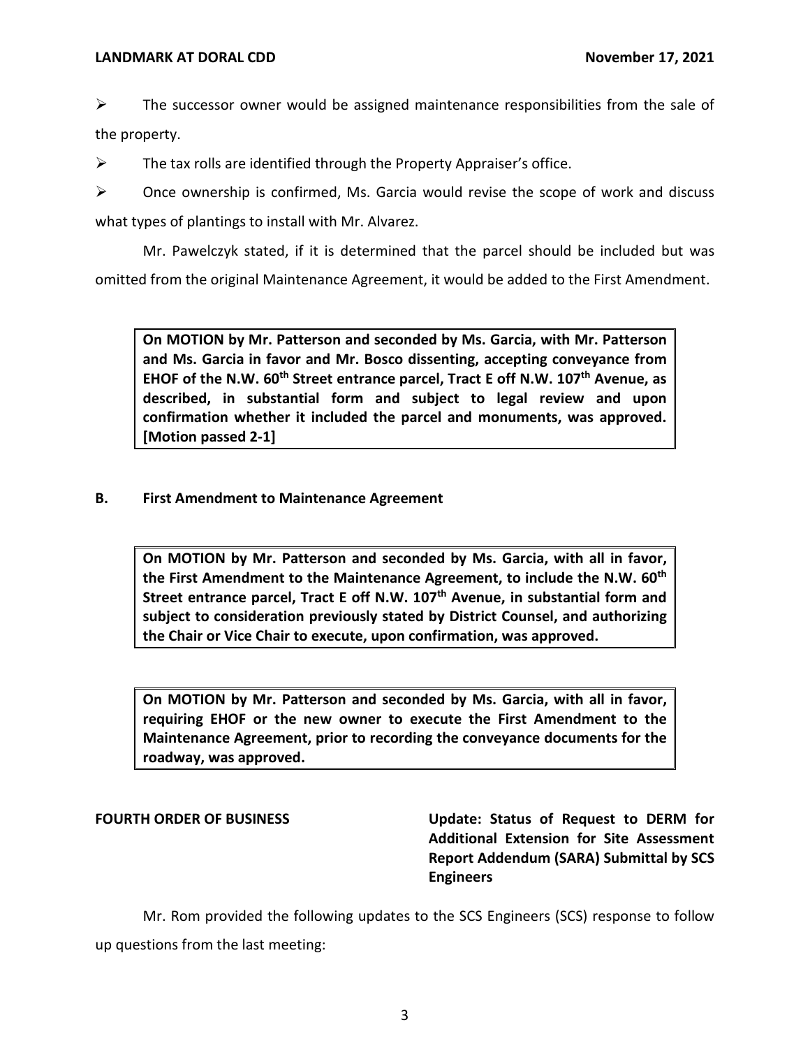- The successor owner would be assigned maintenance responsibilities from the sale of the property.
- The tax rolls are identified through the Property Appraiser's office.
- Once ownership is confirmed, Ms. Garcia would revise the scope of work and discuss what types of plantings to install with Mr. Alvarez.

Mr. Pawelczyk stated, if it is determined that the parcel should be included but was omitted from the original Maintenance Agreement, it would be added to the First Amendment.

> **On MOTION by Mr. Patterson and seconded by Ms. Garcia, with Mr. Patterson and Ms. Garcia in favor and Mr. Bosco dissenting, accepting conveyance from EHOF of the N.W. 60th Street entrance parcel, Tract E off N.W. 107th Avenue, as described, in substantial form and subject to legal review and upon confirmation whether it included the parcel and monuments, was approved. [Motion passed 2-1]**

### B. First Amendment to Maintenance Agreement

> **On MOTION by Mr. Patterson and seconded by Ms. Garcia, with all in favor, the First Amendment to the Maintenance Agreement, to include the N.W. 60th Street entrance parcel, Tract E off N.W. 107th Avenue, in substantial form and subject to consideration previously stated by District Counsel, and authorizing the Chair or Vice Chair to execute, upon confirmation, was approved.**

> **On MOTION by Mr. Patterson and seconded by Ms. Garcia, with all in favor, requiring EHOF or the new owner to execute the First Amendment to the Maintenance Agreement, prior to recording the conveyance documents for the roadway, was approved.**

## FOURTH ORDER OF BUSINESS — Update: Status of Request to DERM for Additional Extension for Site Assessment Report Addendum (SARA) Submittal by SCS Engineers

Mr. Rom provided the following updates to the SCS Engineers (SCS) response to follow up questions from the last meeting: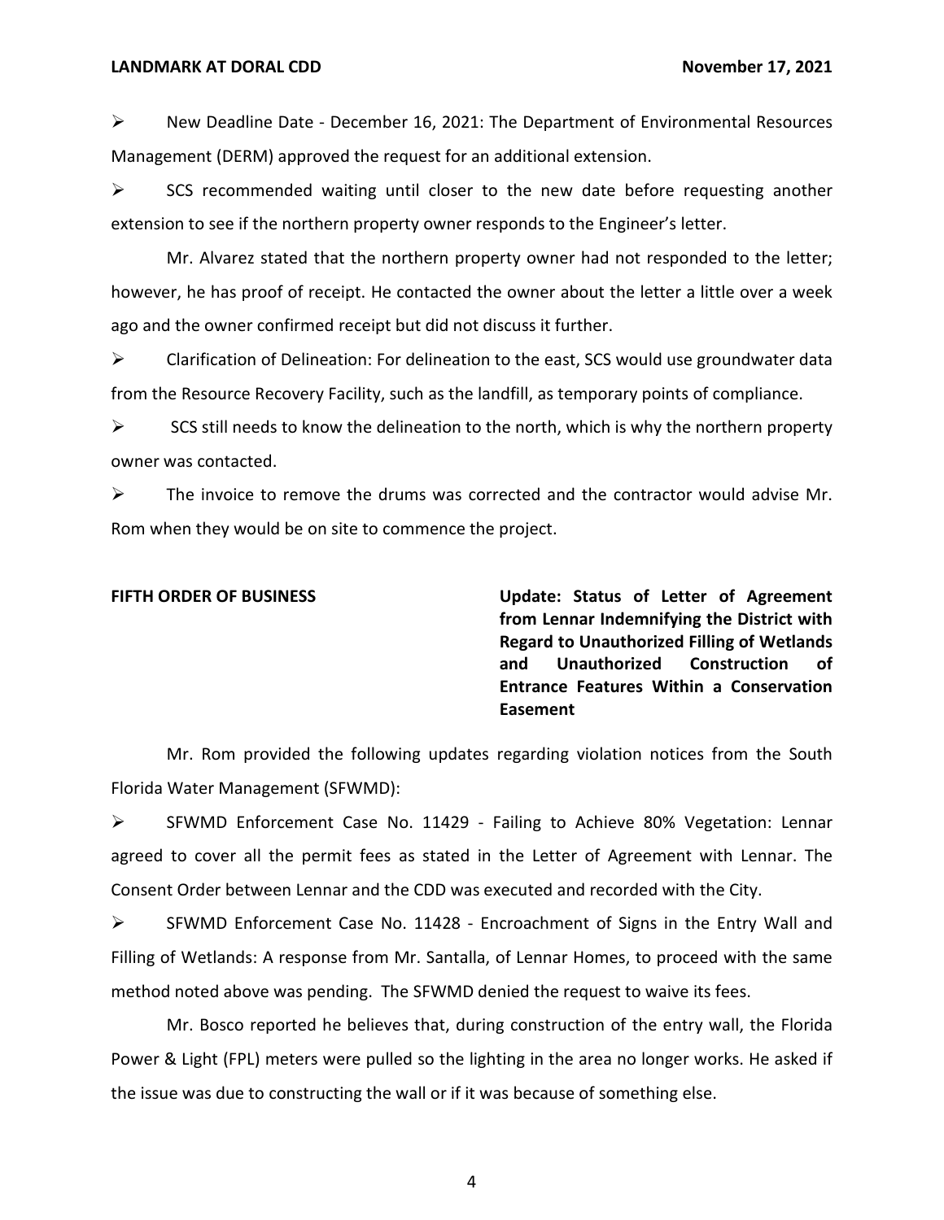- New Deadline Date - December 16, 2021: The Department of Environmental Resources Management (DERM) approved the request for an additional extension.
- SCS recommended waiting until closer to the new date before requesting another extension to see if the northern property owner responds to the Engineer's letter.

Mr. Alvarez stated that the northern property owner had not responded to the letter; however, he has proof of receipt. He contacted the owner about the letter a little over a week ago and the owner confirmed receipt but did not discuss it further.

- Clarification of Delineation: For delineation to the east, SCS would use groundwater data from the Resource Recovery Facility, such as the landfill, as temporary points of compliance.
- SCS still needs to know the delineation to the north, which is why the northern property owner was contacted.
- The invoice to remove the drums was corrected and the contractor would advise Mr. Rom when they would be on site to commence the project.

**FIFTH ORDER OF BUSINESS** **Update: Status of Letter of Agreement from Lennar Indemnifying the District with Regard to Unauthorized Filling of Wetlands and Unauthorized Construction of Entrance Features Within a Conservation Easement**

Mr. Rom provided the following updates regarding violation notices from the South Florida Water Management (SFWMD):

- SFWMD Enforcement Case No. 11429 - Failing to Achieve 80% Vegetation: Lennar agreed to cover all the permit fees as stated in the Letter of Agreement with Lennar. The Consent Order between Lennar and the CDD was executed and recorded with the City.
- SFWMD Enforcement Case No. 11428 - Encroachment of Signs in the Entry Wall and Filling of Wetlands: A response from Mr. Santalla, of Lennar Homes, to proceed with the same method noted above was pending. The SFWMD denied the request to waive its fees.

Mr. Bosco reported he believes that, during construction of the entry wall, the Florida Power & Light (FPL) meters were pulled so the lighting in the area no longer works. He asked if the issue was due to constructing the wall or if it was because of something else.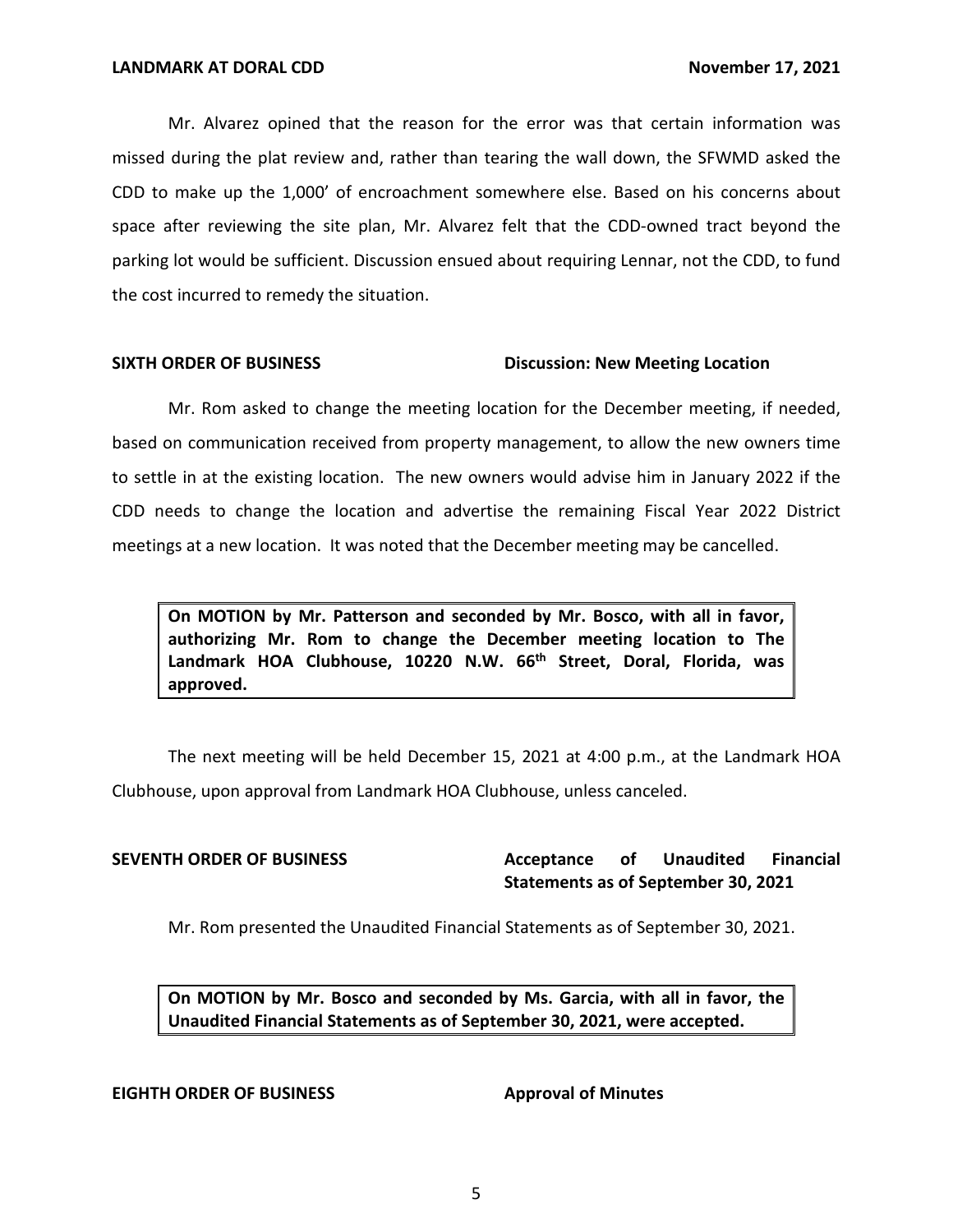Mr. Alvarez opined that the reason for the error was that certain information was missed during the plat review and, rather than tearing the wall down, the SFWMD asked the CDD to make up the 1,000' of encroachment somewhere else. Based on his concerns about space after reviewing the site plan, Mr. Alvarez felt that the CDD-owned tract beyond the parking lot would be sufficient. Discussion ensued about requiring Lennar, not the CDD, to fund the cost incurred to remedy the situation.

**SIXTH ORDER OF BUSINESS** **Discussion: New Meeting Location**

Mr. Rom asked to change the meeting location for the December meeting, if needed, based on communication received from property management, to allow the new owners time to settle in at the existing location. The new owners would advise him in January 2022 if the CDD needs to change the location and advertise the remaining Fiscal Year 2022 District meetings at a new location. It was noted that the December meeting may be cancelled.

> **On MOTION by Mr. Patterson and seconded by Mr. Bosco, with all in favor, authorizing Mr. Rom to change the December meeting location to The Landmark HOA Clubhouse, 10220 N.W. 66th Street, Doral, Florida, was approved.**

The next meeting will be held December 15, 2021 at 4:00 p.m., at the Landmark HOA Clubhouse, upon approval from Landmark HOA Clubhouse, unless canceled.

**SEVENTH ORDER OF BUSINESS** **Acceptance of Unaudited Financial Statements as of September 30, 2021**

Mr. Rom presented the Unaudited Financial Statements as of September 30, 2021.

> **On MOTION by Mr. Bosco and seconded by Ms. Garcia, with all in favor, the Unaudited Financial Statements as of September 30, 2021, were accepted.**

**EIGHTH ORDER OF BUSINESS** **Approval of Minutes**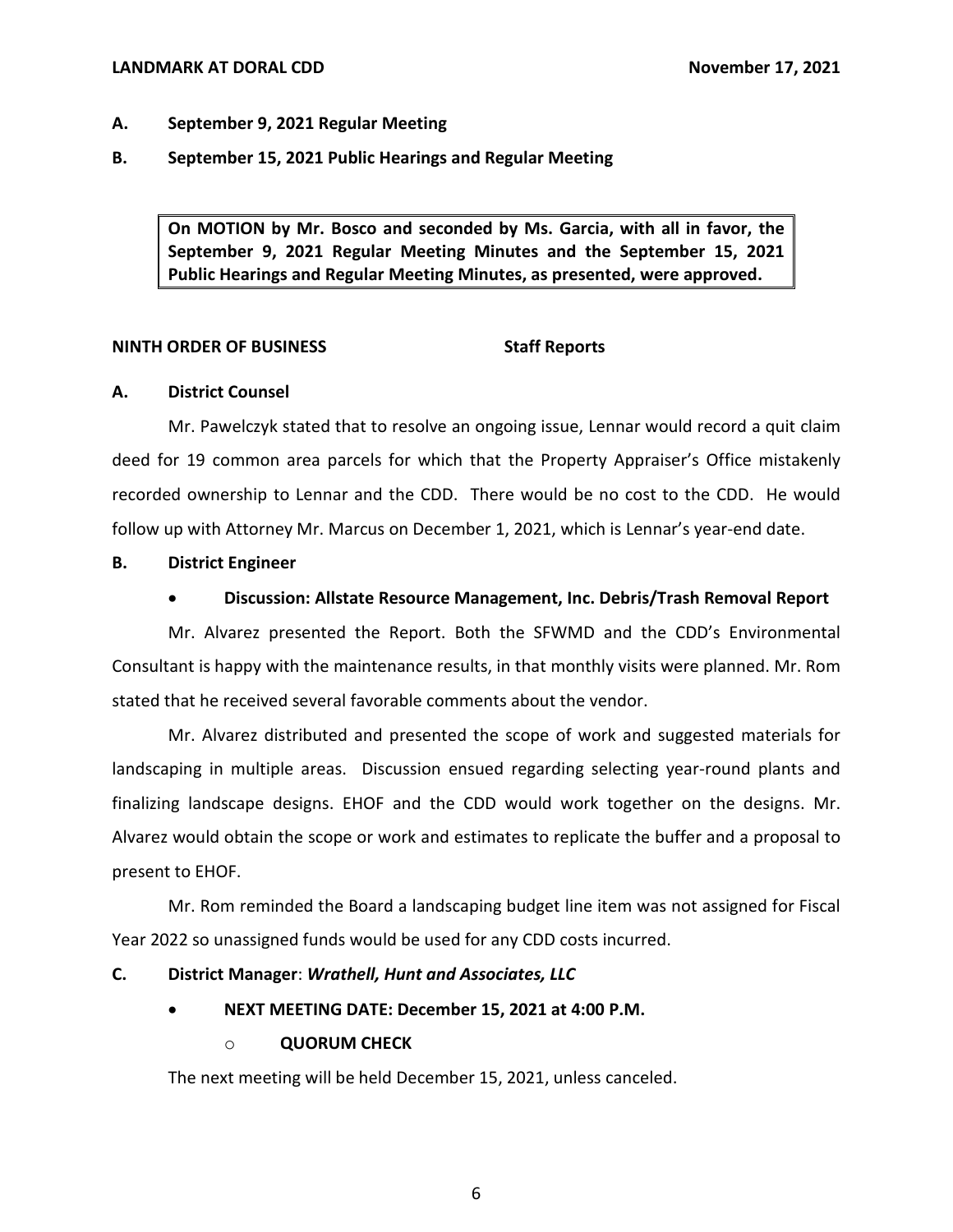**A. September 9, 2021 Regular Meeting**

**B. September 15, 2021 Public Hearings and Regular Meeting**

> **On MOTION by Mr. Bosco and seconded by Ms. Garcia, with all in favor, the September 9, 2021 Regular Meeting Minutes and the September 15, 2021 Public Hearings and Regular Meeting Minutes, as presented, were approved.**

**NINTH ORDER OF BUSINESS** **Staff Reports**

**A. District Counsel**

Mr. Pawelczyk stated that to resolve an ongoing issue, Lennar would record a quit claim deed for 19 common area parcels for which that the Property Appraiser's Office mistakenly recorded ownership to Lennar and the CDD. There would be no cost to the CDD. He would follow up with Attorney Mr. Marcus on December 1, 2021, which is Lennar's year-end date.

**B. District Engineer**

- **Discussion: Allstate Resource Management, Inc. Debris/Trash Removal Report**

Mr. Alvarez presented the Report. Both the SFWMD and the CDD's Environmental Consultant is happy with the maintenance results, in that monthly visits were planned. Mr. Rom stated that he received several favorable comments about the vendor.

Mr. Alvarez distributed and presented the scope of work and suggested materials for landscaping in multiple areas. Discussion ensued regarding selecting year-round plants and finalizing landscape designs. EHOF and the CDD would work together on the designs. Mr. Alvarez would obtain the scope or work and estimates to replicate the buffer and a proposal to present to EHOF.

Mr. Rom reminded the Board a landscaping budget line item was not assigned for Fiscal Year 2022 so unassigned funds would be used for any CDD costs incurred.

**C. District Manager**: ***Wrathell, Hunt and Associates, LLC***

- **NEXT MEETING DATE: December 15, 2021 at 4:00 P.M.**
  - **QUORUM CHECK**

The next meeting will be held December 15, 2021, unless canceled.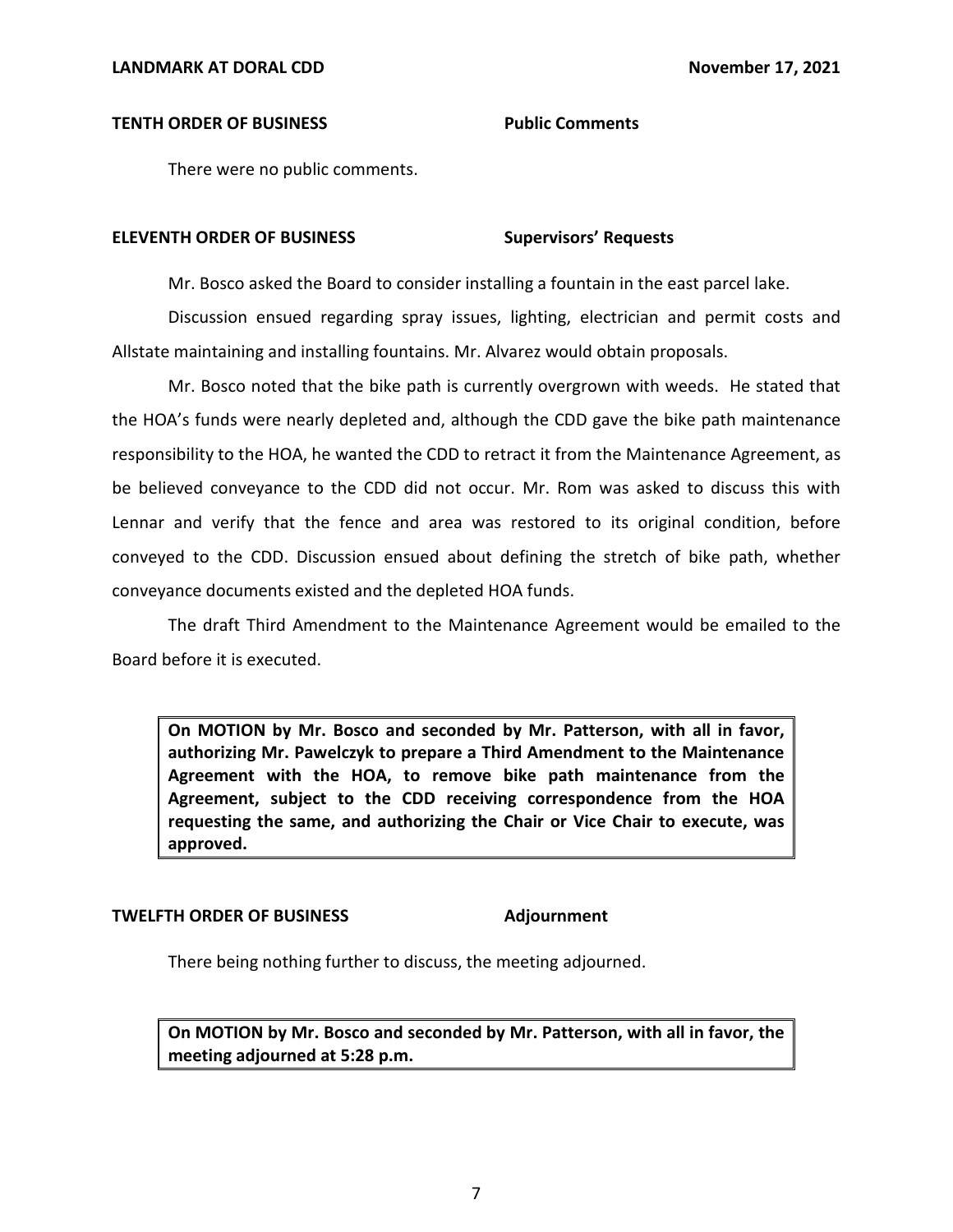**TENTH ORDER OF BUSINESS** **Public Comments**

There were no public comments.

**ELEVENTH ORDER OF BUSINESS** **Supervisors' Requests**

Mr. Bosco asked the Board to consider installing a fountain in the east parcel lake.

Discussion ensued regarding spray issues, lighting, electrician and permit costs and Allstate maintaining and installing fountains. Mr. Alvarez would obtain proposals.

Mr. Bosco noted that the bike path is currently overgrown with weeds. He stated that the HOA's funds were nearly depleted and, although the CDD gave the bike path maintenance responsibility to the HOA, he wanted the CDD to retract it from the Maintenance Agreement, as be believed conveyance to the CDD did not occur. Mr. Rom was asked to discuss this with Lennar and verify that the fence and area was restored to its original condition, before conveyed to the CDD. Discussion ensued about defining the stretch of bike path, whether conveyance documents existed and the depleted HOA funds.

The draft Third Amendment to the Maintenance Agreement would be emailed to the Board before it is executed.

> **On MOTION by Mr. Bosco and seconded by Mr. Patterson, with all in favor, authorizing Mr. Pawelczyk to prepare a Third Amendment to the Maintenance Agreement with the HOA, to remove bike path maintenance from the Agreement, subject to the CDD receiving correspondence from the HOA requesting the same, and authorizing the Chair or Vice Chair to execute, was approved.**

**TWELFTH ORDER OF BUSINESS** **Adjournment**

There being nothing further to discuss, the meeting adjourned.

> **On MOTION by Mr. Bosco and seconded by Mr. Patterson, with all in favor, the meeting adjourned at 5:28 p.m.**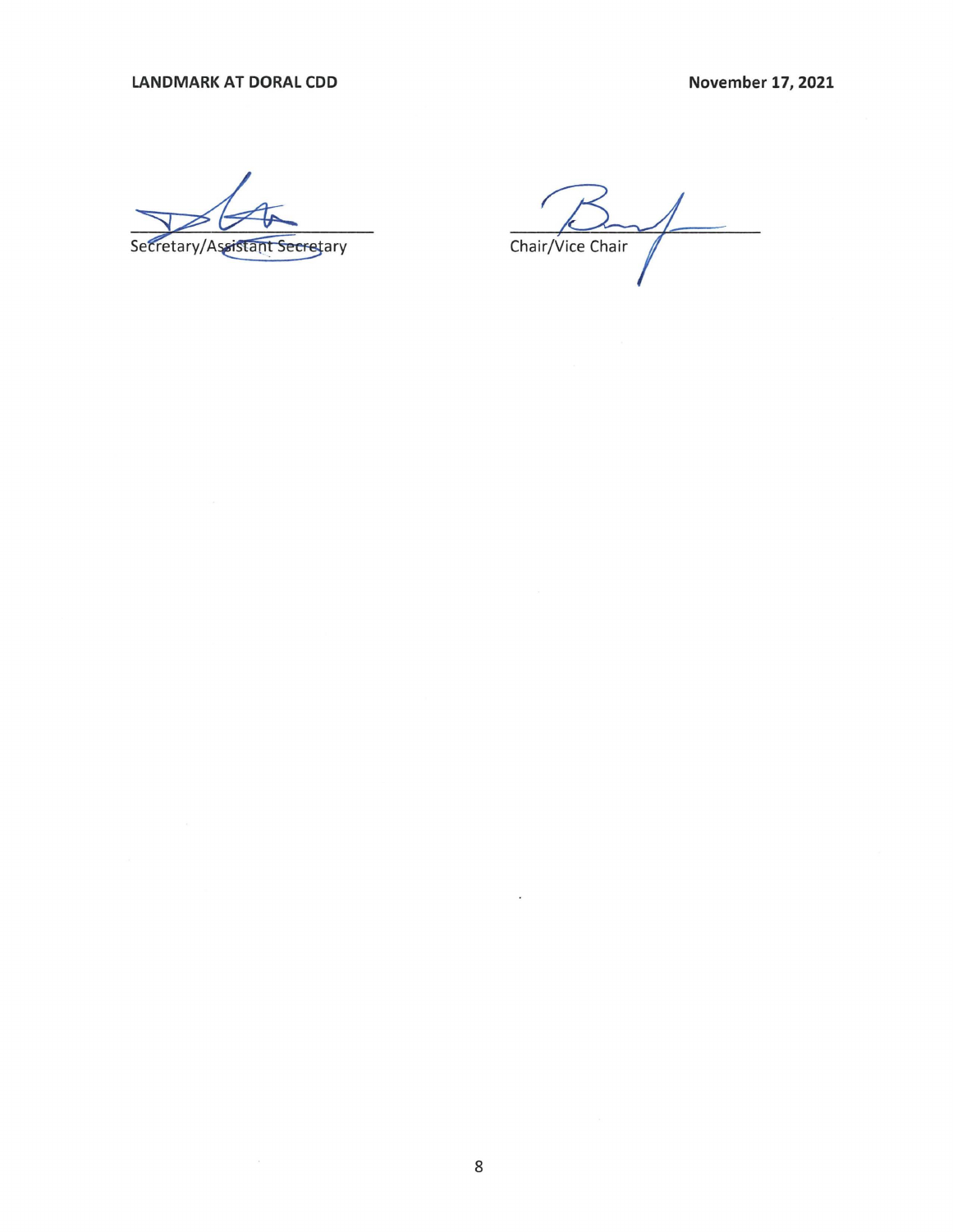______________________________
Secretary/Assistant Secretary

______________________________
Chair/Vice Chair